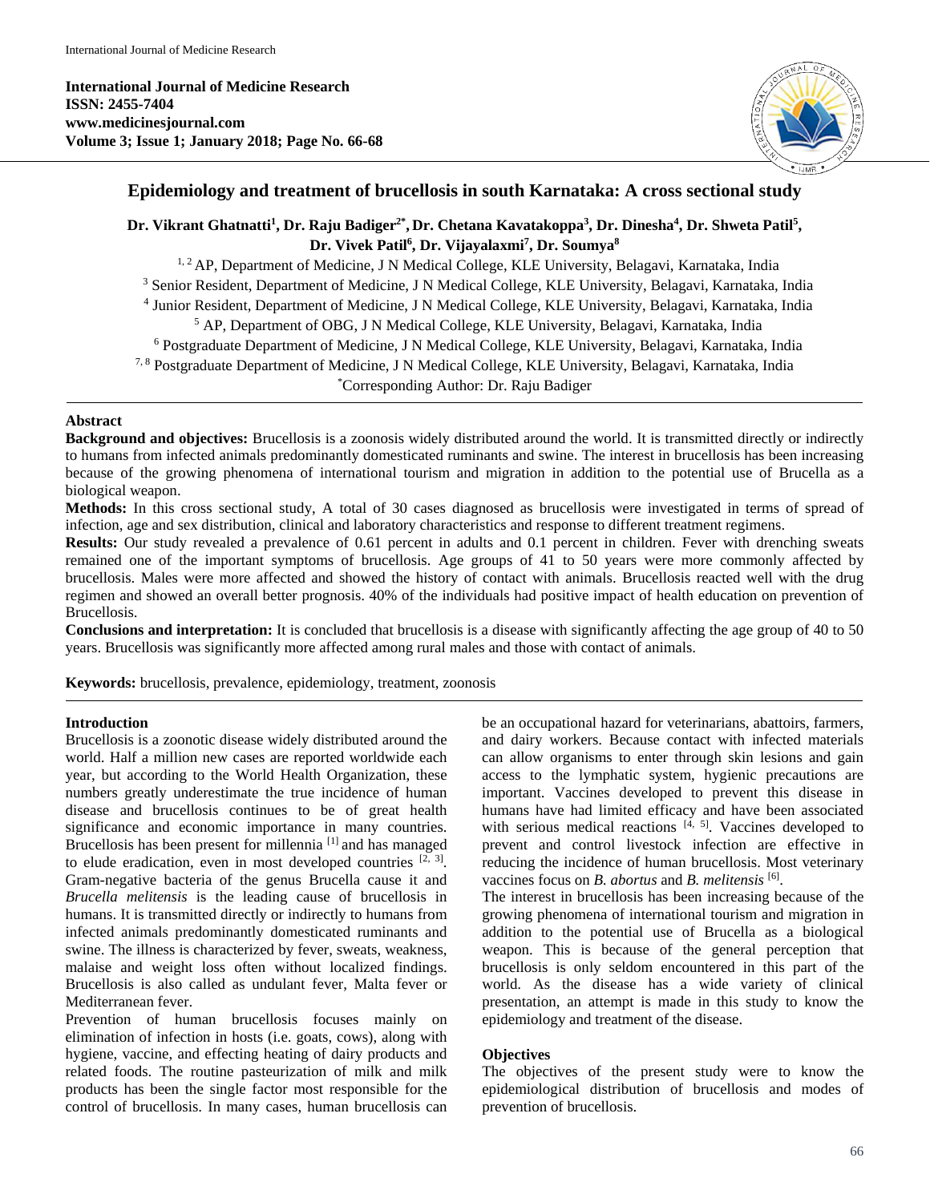# Epidemiology and treatment of brucellosis in south Karnataka: A cross sectional study

**Dr. Vikrant Ghatnatti[1], Dr. Raju Badiger[2*], Dr. Chetana Kavatakoppa[3], Dr. Dinesha[4], Dr. Shweta Patil[5], Dr. Vivek Patil[6], Dr. Vijayalaxmi[7], Dr. Soumya[8]**

[1, 2] AP, Department of Medicine, J N Medical College, KLE University, Belagavi, Karnataka, India
[3] Senior Resident, Department of Medicine, J N Medical College, KLE University, Belagavi, Karnataka, India
[4] Junior Resident, Department of Medicine, J N Medical College, KLE University, Belagavi, Karnataka, India
[5] AP, Department of OBG, J N Medical College, KLE University, Belagavi, Karnataka, India
[6] Postgraduate Department of Medicine, J N Medical College, KLE University, Belagavi, Karnataka, India
[7, 8] Postgraduate Department of Medicine, J N Medical College, KLE University, Belagavi, Karnataka, India
*Corresponding Author: Dr. Raju Badiger

## Abstract

**Background and objectives:** Brucellosis is a zoonosis widely distributed around the world. It is transmitted directly or indirectly to humans from infected animals predominantly domesticated ruminants and swine. The interest in brucellosis has been increasing because of the growing phenomena of international tourism and migration in addition to the potential use of Brucella as a biological weapon.

**Methods:** In this cross sectional study, A total of 30 cases diagnosed as brucellosis were investigated in terms of spread of infection, age and sex distribution, clinical and laboratory characteristics and response to different treatment regimens.

**Results:** Our study revealed a prevalence of 0.61 percent in adults and 0.1 percent in children. Fever with drenching sweats remained one of the important symptoms of brucellosis. Age groups of 41 to 50 years were more commonly affected by brucellosis. Males were more affected and showed the history of contact with animals. Brucellosis reacted well with the drug regimen and showed an overall better prognosis. 40% of the individuals had positive impact of health education on prevention of Brucellosis.

**Conclusions and interpretation:** It is concluded that brucellosis is a disease with significantly affecting the age group of 40 to 50 years. Brucellosis was significantly more affected among rural males and those with contact of animals.

**Keywords:** brucellosis, prevalence, epidemiology, treatment, zoonosis

## Introduction

Brucellosis is a zoonotic disease widely distributed around the world. Half a million new cases are reported worldwide each year, but according to the World Health Organization, these numbers greatly underestimate the true incidence of human disease and brucellosis continues to be of great health significance and economic importance in many countries. Brucellosis has been present for millennia [1] and has managed to elude eradication, even in most developed countries [2, 3]. Gram-negative bacteria of the genus Brucella cause it and *Brucella melitensis* is the leading cause of brucellosis in humans. It is transmitted directly or indirectly to humans from infected animals predominantly domesticated ruminants and swine. The illness is characterized by fever, sweats, weakness, malaise and weight loss often without localized findings. Brucellosis is also called as undulant fever, Malta fever or Mediterranean fever.

Prevention of human brucellosis focuses mainly on elimination of infection in hosts (i.e. goats, cows), along with hygiene, vaccine, and effecting heating of dairy products and related foods. The routine pasteurization of milk and milk products has been the single factor most responsible for the control of brucellosis. In many cases, human brucellosis can be an occupational hazard for veterinarians, abattoirs, farmers, and dairy workers. Because contact with infected materials can allow organisms to enter through skin lesions and gain access to the lymphatic system, hygienic precautions are important. Vaccines developed to prevent this disease in humans have had limited efficacy and have been associated with serious medical reactions [4, 5]. Vaccines developed to prevent and control livestock infection are effective in reducing the incidence of human brucellosis. Most veterinary vaccines focus on *B. abortus* and *B. melitensis* [6].

The interest in brucellosis has been increasing because of the growing phenomena of international tourism and migration in addition to the potential use of Brucella as a biological weapon. This is because of the general perception that brucellosis is only seldom encountered in this part of the world. As the disease has a wide variety of clinical presentation, an attempt is made in this study to know the epidemiology and treatment of the disease.

## Objectives

The objectives of the present study were to know the epidemiological distribution of brucellosis and modes of prevention of brucellosis.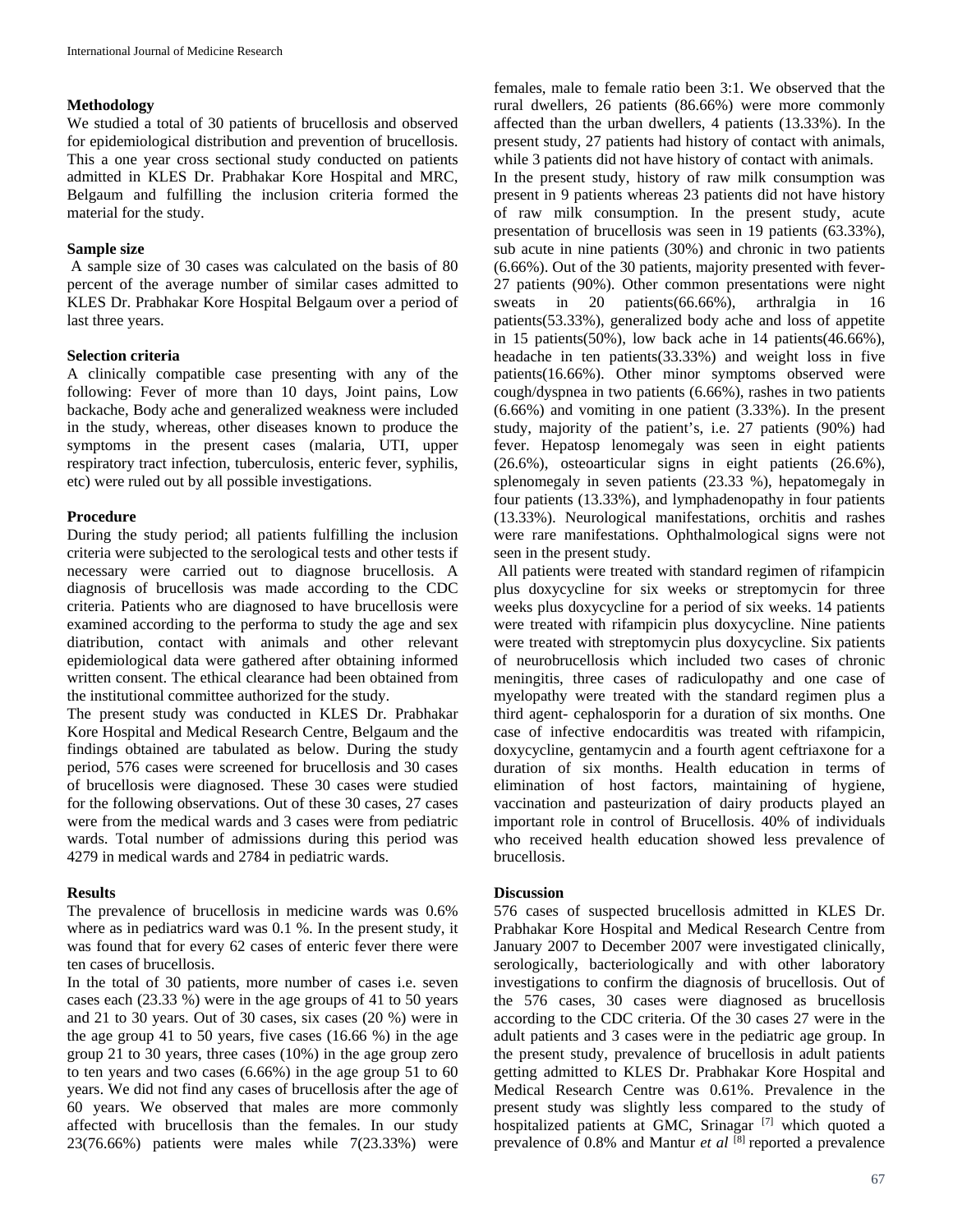### Methodology

We studied a total of 30 patients of brucellosis and observed for epidemiological distribution and prevention of brucellosis. This a one year cross sectional study conducted on patients admitted in KLES Dr. Prabhakar Kore Hospital and MRC, Belgaum and fulfilling the inclusion criteria formed the material for the study.

### Sample size

A sample size of 30 cases was calculated on the basis of 80 percent of the average number of similar cases admitted to KLES Dr. Prabhakar Kore Hospital Belgaum over a period of last three years.

### Selection criteria

A clinically compatible case presenting with any of the following: Fever of more than 10 days, Joint pains, Low backache, Body ache and generalized weakness were included in the study, whereas, other diseases known to produce the symptoms in the present cases (malaria, UTI, upper respiratory tract infection, tuberculosis, enteric fever, syphilis, etc) were ruled out by all possible investigations.

### Procedure

During the study period; all patients fulfilling the inclusion criteria were subjected to the serological tests and other tests if necessary were carried out to diagnose brucellosis. A diagnosis of brucellosis was made according to the CDC criteria. Patients who are diagnosed to have brucellosis were examined according to the performa to study the age and sex diatribution, contact with animals and other relevant epidemiological data were gathered after obtaining informed written consent. The ethical clearance had been obtained from the institutional committee authorized for the study.

The present study was conducted in KLES Dr. Prabhakar Kore Hospital and Medical Research Centre, Belgaum and the findings obtained are tabulated as below. During the study period, 576 cases were screened for brucellosis and 30 cases of brucellosis were diagnosed. These 30 cases were studied for the following observations. Out of these 30 cases, 27 cases were from the medical wards and 3 cases were from pediatric wards. Total number of admissions during this period was 4279 in medical wards and 2784 in pediatric wards.

### Results

The prevalence of brucellosis in medicine wards was 0.6% where as in pediatrics ward was 0.1 %. In the present study, it was found that for every 62 cases of enteric fever there were ten cases of brucellosis.

In the total of 30 patients, more number of cases i.e. seven cases each (23.33 %) were in the age groups of 41 to 50 years and 21 to 30 years. Out of 30 cases, six cases (20 %) were in the age group 41 to 50 years, five cases (16.66 %) in the age group 21 to 30 years, three cases (10%) in the age group zero to ten years and two cases (6.66%) in the age group 51 to 60 years. We did not find any cases of brucellosis after the age of 60 years. We observed that males are more commonly affected with brucellosis than the females. In our study 23(76.66%) patients were males while 7(23.33%) were females, male to female ratio been 3:1. We observed that the rural dwellers, 26 patients (86.66%) were more commonly affected than the urban dwellers, 4 patients (13.33%). In the present study, 27 patients had history of contact with animals, while 3 patients did not have history of contact with animals.

In the present study, history of raw milk consumption was present in 9 patients whereas 23 patients did not have history of raw milk consumption. In the present study, acute presentation of brucellosis was seen in 19 patients (63.33%), sub acute in nine patients (30%) and chronic in two patients (6.66%). Out of the 30 patients, majority presented with fever-27 patients (90%). Other common presentations were night sweats in 20 patients(66.66%), arthralgia in 16 patients(53.33%), generalized body ache and loss of appetite in 15 patients(50%), low back ache in 14 patients(46.66%), headache in ten patients(33.33%) and weight loss in five patients(16.66%). Other minor symptoms observed were cough/dyspnea in two patients (6.66%), rashes in two patients (6.66%) and vomiting in one patient (3.33%). In the present study, majority of the patient's, i.e. 27 patients (90%) had fever. Hepatosp lenomegaly was seen in eight patients (26.6%), osteoarticular signs in eight patients (26.6%), splenomegaly in seven patients (23.33 %), hepatomegaly in four patients (13.33%), and lymphadenopathy in four patients (13.33%). Neurological manifestations, orchitis and rashes were rare manifestations. Ophthalmological signs were not seen in the present study.

All patients were treated with standard regimen of rifampicin plus doxycycline for six weeks or streptomycin for three weeks plus doxycycline for a period of six weeks. 14 patients were treated with rifampicin plus doxycycline. Nine patients were treated with streptomycin plus doxycycline. Six patients of neurobrucellosis which included two cases of chronic meningitis, three cases of radiculopathy and one case of myelopathy were treated with the standard regimen plus a third agent- cephalosporin for a duration of six months. One case of infective endocarditis was treated with rifampicin, doxycycline, gentamycin and a fourth agent ceftriaxone for a duration of six months. Health education in terms of elimination of host factors, maintaining of hygiene, vaccination and pasteurization of dairy products played an important role in control of Brucellosis. 40% of individuals who received health education showed less prevalence of brucellosis.

### Discussion

576 cases of suspected brucellosis admitted in KLES Dr. Prabhakar Kore Hospital and Medical Research Centre from January 2007 to December 2007 were investigated clinically, serologically, bacteriologically and with other laboratory investigations to confirm the diagnosis of brucellosis. Out of the 576 cases, 30 cases were diagnosed as brucellosis according to the CDC criteria. Of the 30 cases 27 were in the adult patients and 3 cases were in the pediatric age group. In the present study, prevalence of brucellosis in adult patients getting admitted to KLES Dr. Prabhakar Kore Hospital and Medical Research Centre was 0.61%. Prevalence in the present study was slightly less compared to the study of hospitalized patients at GMC, Srinagar [7] which quoted a prevalence of 0.8% and Mantur *et al* [8] reported a prevalence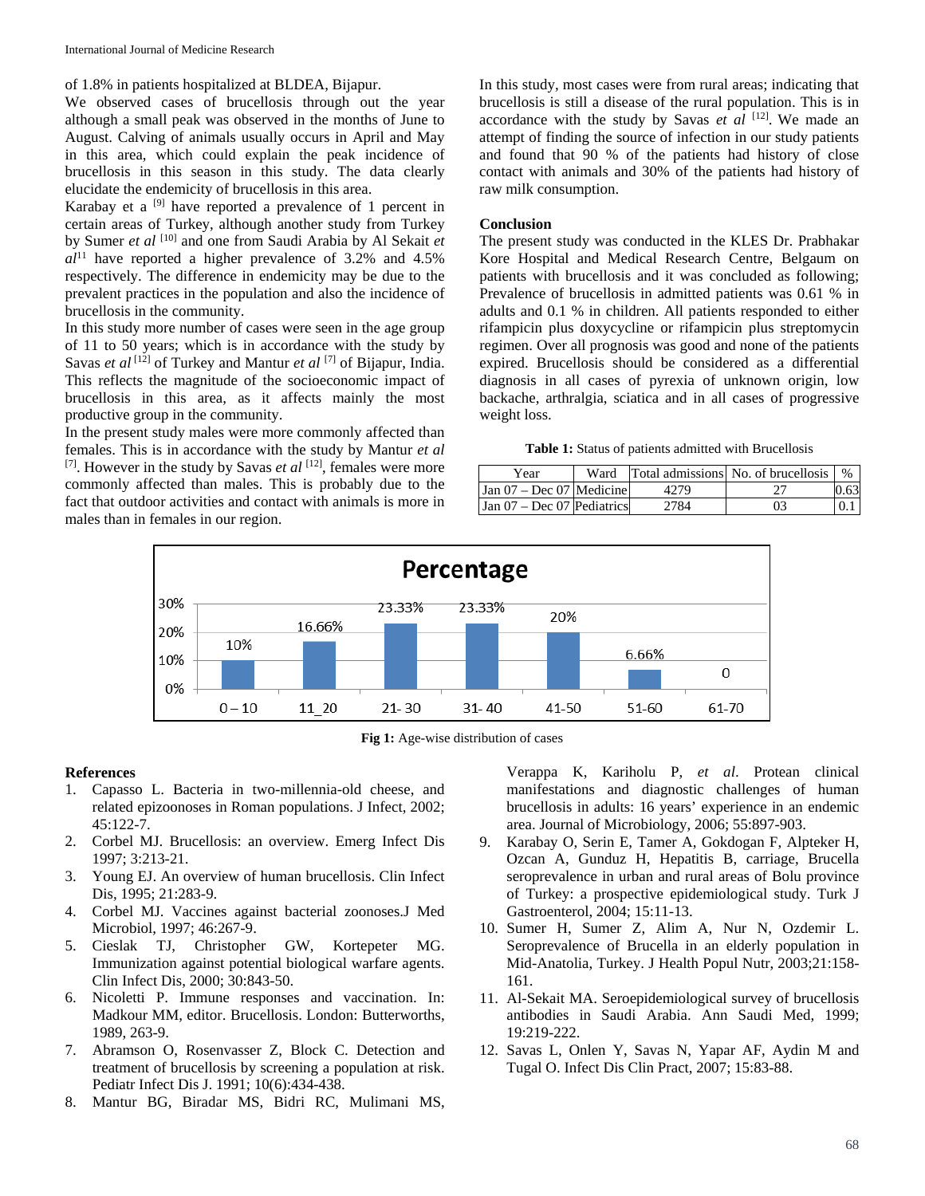of 1.8% in patients hospitalized at BLDEA, Bijapur.

We observed cases of brucellosis through out the year although a small peak was observed in the months of June to August. Calving of animals usually occurs in April and May in this area, which could explain the peak incidence of brucellosis in this season in this study. The data clearly elucidate the endemicity of brucellosis in this area.

Karabay et a [9] have reported a prevalence of 1 percent in certain areas of Turkey, although another study from Turkey by Sumer *et al* [10] and one from Saudi Arabia by Al Sekait *et al*[11] have reported a higher prevalence of 3.2% and 4.5% respectively. The difference in endemicity may be due to the prevalent practices in the population and also the incidence of brucellosis in the community.

In this study more number of cases were seen in the age group of 11 to 50 years; which is in accordance with the study by Savas *et al* [12] of Turkey and Mantur *et al* [7] of Bijapur, India. This reflects the magnitude of the socioeconomic impact of brucellosis in this area, as it affects mainly the most productive group in the community.

In the present study males were more commonly affected than females. This is in accordance with the study by Mantur *et al* [7]. However in the study by Savas *et al* [12], females were more commonly affected than males. This is probably due to the fact that outdoor activities and contact with animals is more in males than in females in our region.

In this study, most cases were from rural areas; indicating that brucellosis is still a disease of the rural population. This is in accordance with the study by Savas *et al* [12]. We made an attempt of finding the source of infection in our study patients and found that 90 % of the patients had history of close contact with animals and 30% of the patients had history of raw milk consumption.

## Conclusion

The present study was conducted in the KLES Dr. Prabhakar Kore Hospital and Medical Research Centre, Belgaum on patients with brucellosis and it was concluded as following; Prevalence of brucellosis in admitted patients was 0.61 % in adults and 0.1 % in children. All patients responded to either rifampicin plus doxycycline or rifampicin plus streptomycin regimen. Over all prognosis was good and none of the patients expired. Brucellosis should be considered as a differential diagnosis in all cases of pyrexia of unknown origin, low backache, arthralgia, sciatica and in all cases of progressive weight loss.

**Table 1:** Status of patients admitted with Brucellosis

| Year | Ward | Total admissions | No. of brucellosis | % |
|---|---|---|---|---|
| Jan 07 – Dec 07 | Medicine | 4279 | 27 | 0.63 |
| Jan 07 – Dec 07 | Pediatrics | 2784 | 03 | 0.1 |

Percentage

30%
20%
10%
0%

10%
16.66%
23.33%
23.33%
20%
6.66%
0

0 – 10
11_20
21- 30
31- 40
41-50
51-60
61-70

**Fig 1:** Age-wise distribution of cases

## References

1. Capasso L. Bacteria in two-millennia-old cheese, and related epizoonoses in Roman populations. J Infect, 2002; 45:122-7.
2. Corbel MJ. Brucellosis: an overview. Emerg Infect Dis 1997; 3:213-21.
3. Young EJ. An overview of human brucellosis. Clin Infect Dis, 1995; 21:283-9.
4. Corbel MJ. Vaccines against bacterial zoonoses.J Med Microbiol, 1997; 46:267-9.
5. Cieslak TJ, Christopher GW, Kortepeter MG. Immunization against potential biological warfare agents. Clin Infect Dis, 2000; 30:843-50.
6. Nicoletti P. Immune responses and vaccination. In: Madkour MM, editor. Brucellosis. London: Butterworths, 1989, 263-9.
7. Abramson O, Rosenvasser Z, Block C. Detection and treatment of brucellosis by screening a population at risk. Pediatr Infect Dis J. 1991; 10(6):434-438.
8. Mantur BG, Biradar MS, Bidri RC, Mulimani MS, Verappa K, Kariholu P, *et al*. Protean clinical manifestations and diagnostic challenges of human brucellosis in adults: 16 years' experience in an endemic area. Journal of Microbiology, 2006; 55:897-903.
9. Karabay O, Serin E, Tamer A, Gokdogan F, Alpteker H, Ozcan A, Gunduz H, Hepatitis B, carriage, Brucella seroprevalence in urban and rural areas of Bolu province of Turkey: a prospective epidemiological study. Turk J Gastroenterol, 2004; 15:11-13.
10. Sumer H, Sumer Z, Alim A, Nur N, Ozdemir L. Seroprevalence of Brucella in an elderly population in Mid-Anatolia, Turkey. J Health Popul Nutr, 2003;21:158-161.
11. Al-Sekait MA. Seroepidemiological survey of brucellosis antibodies in Saudi Arabia. Ann Saudi Med, 1999; 19:219-222.
12. Savas L, Onlen Y, Savas N, Yapar AF, Aydin M and Tugal O. Infect Dis Clin Pract, 2007; 15:83-88.